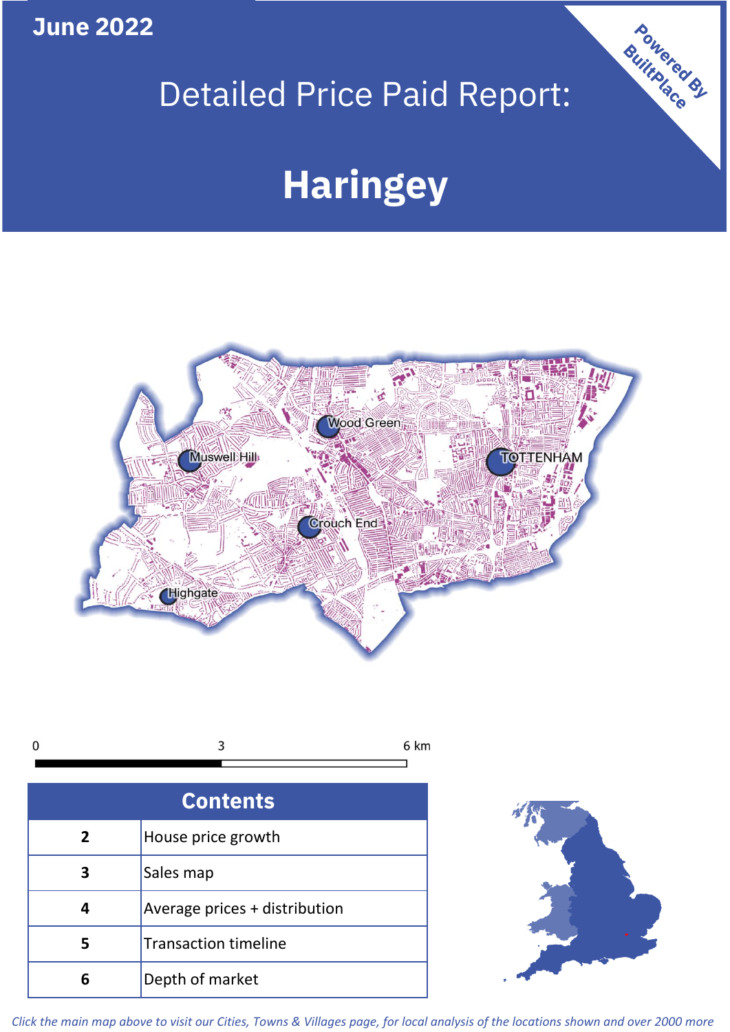**June 2022**

# Detailed Price Paid Report:

# Haringey

Powered By BuiltPlace

Wood Green
Muswell Hill
TOTTENHAM
Crouch End
Highgate

0 3 6 km

| Contents | |
|---|---|
| 2 | House price growth |
| 3 | Sales map |
| 4 | Average prices + distribution |
| 5 | Transaction timeline |
| 6 | Depth of market |

*Click the main map above to visit our Cities, Towns & Villages page, for local analysis of the locations shown and over 2000 more*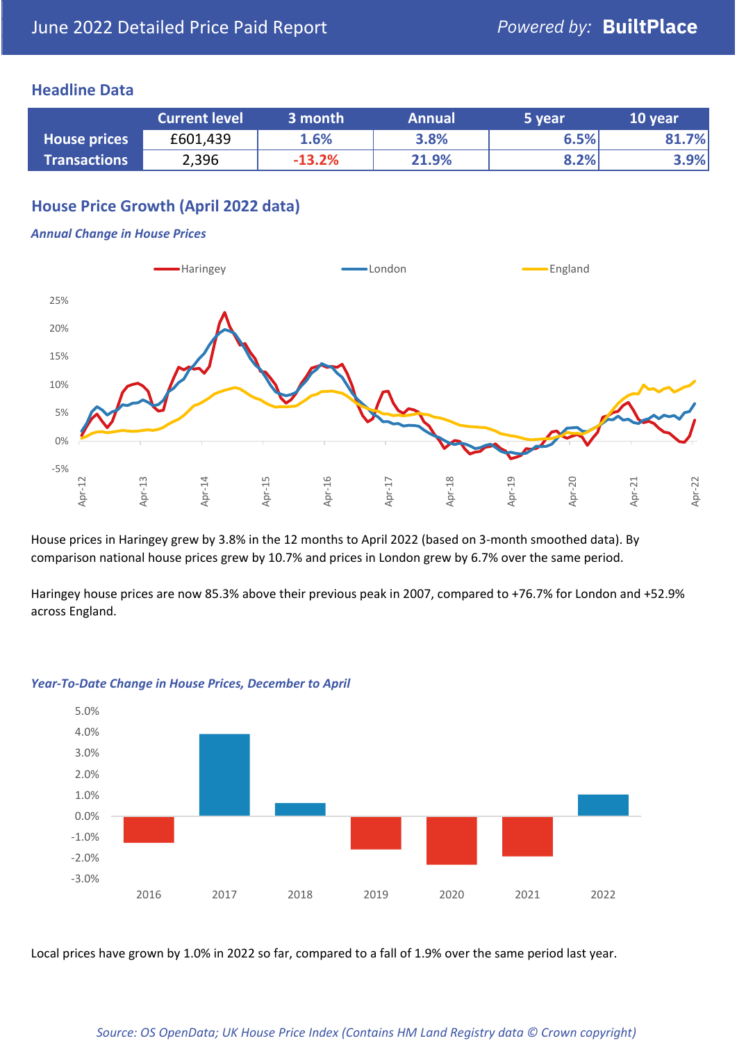June 2022 Detailed Price Paid Report — Powered by: **BuiltPlace**

## Headline Data

| | Current level | 3 month | Annual | 5 year | 10 year |
|---|---|---|---|---|---|
| **House prices** | £601,439 | 1.6% | 3.8% | 6.5% | 81.7% |
| **Transactions** | 2,396 | -13.2% | 21.9% | 8.2% | 3.9% |

## House Price Growth (April 2022 data)

### *Annual Change in House Prices*

House prices in Haringey grew by 3.8% in the 12 months to April 2022 (based on 3-month smoothed data). By comparison national house prices grew by 10.7% and prices in London grew by 6.7% over the same period.

Haringey house prices are now 85.3% above their previous peak in 2007, compared to +76.7% for London and +52.9% across England.

### *Year-To-Date Change in House Prices, December to April*

Local prices have grown by 1.0% in 2022 so far, compared to a fall of 1.9% over the same period last year.

*Source: OS OpenData; UK House Price Index (Contains HM Land Registry data © Crown copyright)*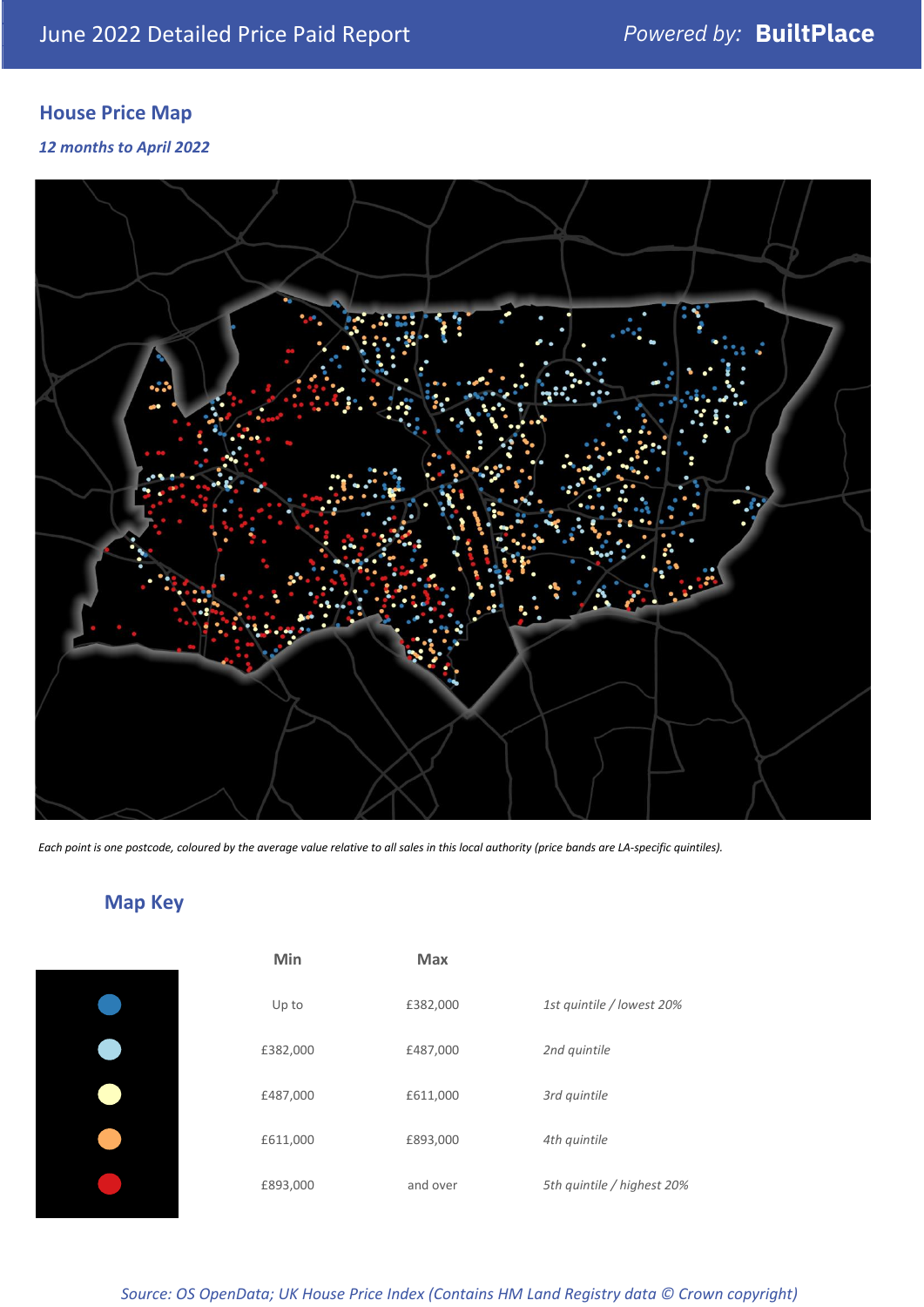## House Price Map

*12 months to April 2022*

*Each point is one postcode, coloured by the average value relative to all sales in this local authority (price bands are LA-specific quintiles).*

## Map Key

| Min | Max | |
|---|---|---|
| Up to | £382,000 | *1st quintile / lowest 20%* |
| £382,000 | £487,000 | *2nd quintile* |
| £487,000 | £611,000 | *3rd quintile* |
| £611,000 | £893,000 | *4th quintile* |
| £893,000 | and over | *5th quintile / highest 20%* |

*Source: OS OpenData; UK House Price Index (Contains HM Land Registry data © Crown copyright)*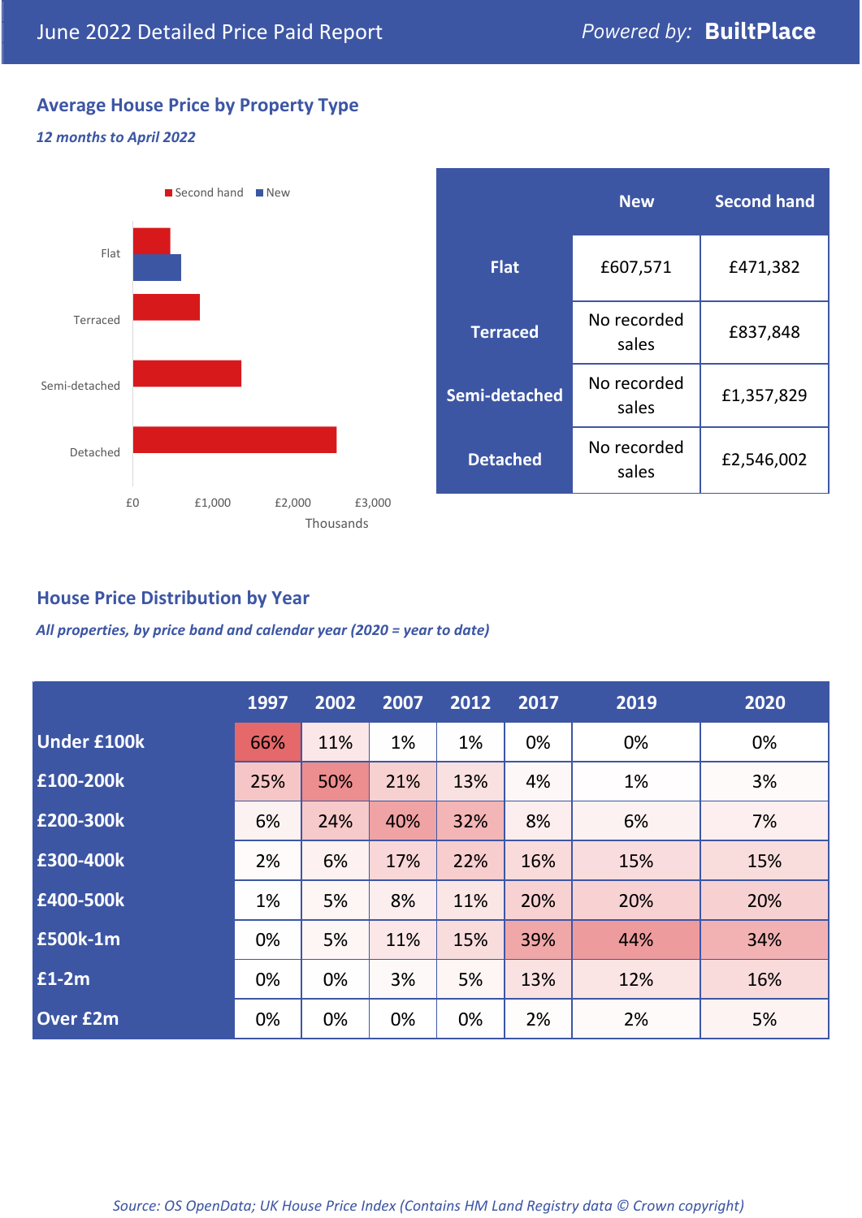June 2022 Detailed Price Paid Report

*Powered by:* **BuiltPlace**

## Average House Price by Property Type

***12 months to April 2022***

|  | New | Second hand |
|---|---|---|
| **Flat** | £607,571 | £471,382 |
| **Terraced** | No recorded sales | £837,848 |
| **Semi-detached** | No recorded sales | £1,357,829 |
| **Detached** | No recorded sales | £2,546,002 |

## House Price Distribution by Year

***All properties, by price band and calendar year (2020 = year to date)***

|  | 1997 | 2002 | 2007 | 2012 | 2017 | 2019 | 2020 |
|---|---|---|---|---|---|---|---|
| **Under £100k** | 66% | 11% | 1% | 1% | 0% | 0% | 0% |
| **£100-200k** | 25% | 50% | 21% | 13% | 4% | 1% | 3% |
| **£200-300k** | 6% | 24% | 40% | 32% | 8% | 6% | 7% |
| **£300-400k** | 2% | 6% | 17% | 22% | 16% | 15% | 15% |
| **£400-500k** | 1% | 5% | 8% | 11% | 20% | 20% | 20% |
| **£500k-1m** | 0% | 5% | 11% | 15% | 39% | 44% | 34% |
| **£1-2m** | 0% | 0% | 3% | 5% | 13% | 12% | 16% |
| **Over £2m** | 0% | 0% | 0% | 0% | 2% | 2% | 5% |

*Source: OS OpenData; UK House Price Index (Contains HM Land Registry data © Crown copyright)*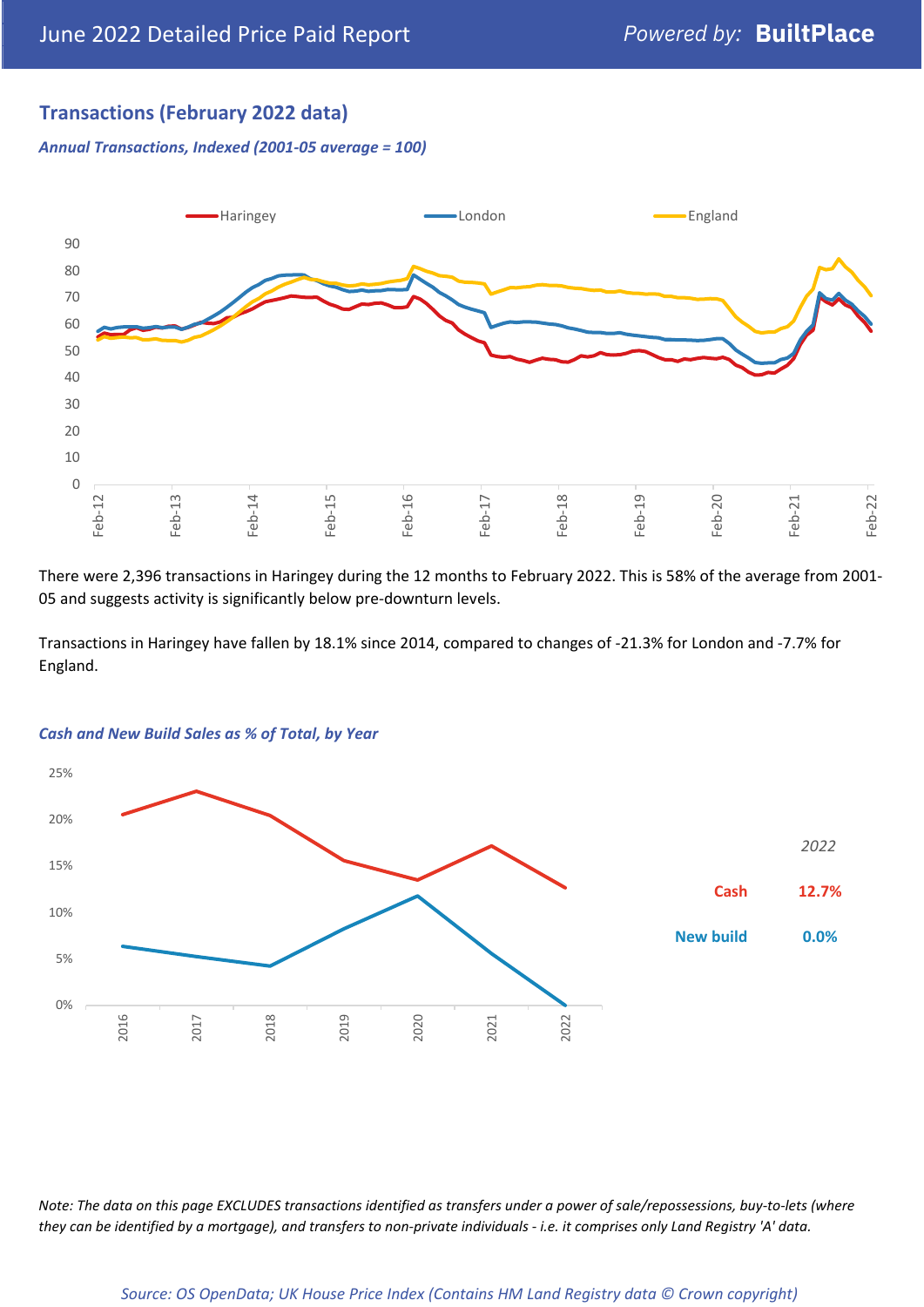## Transactions (February 2022 data)

*Annual Transactions, Indexed (2001-05 average = 100)*

There were 2,396 transactions in Haringey during the 12 months to February 2022. This is 58% of the average from 2001-05 and suggests activity is significantly below pre-downturn levels.

Transactions in Haringey have fallen by 18.1% since 2014, compared to changes of -21.3% for London and -7.7% for England.

*Cash and New Build Sales as % of Total, by Year*

| 2022 | |
|---|---|
| Cash | 12.7% |
| New build | 0.0% |

*Note: The data on this page EXCLUDES transactions identified as transfers under a power of sale/repossessions, buy-to-lets (where they can be identified by a mortgage), and transfers to non-private individuals - i.e. it comprises only Land Registry 'A' data.*

*Source: OS OpenData; UK House Price Index (Contains HM Land Registry data © Crown copyright)*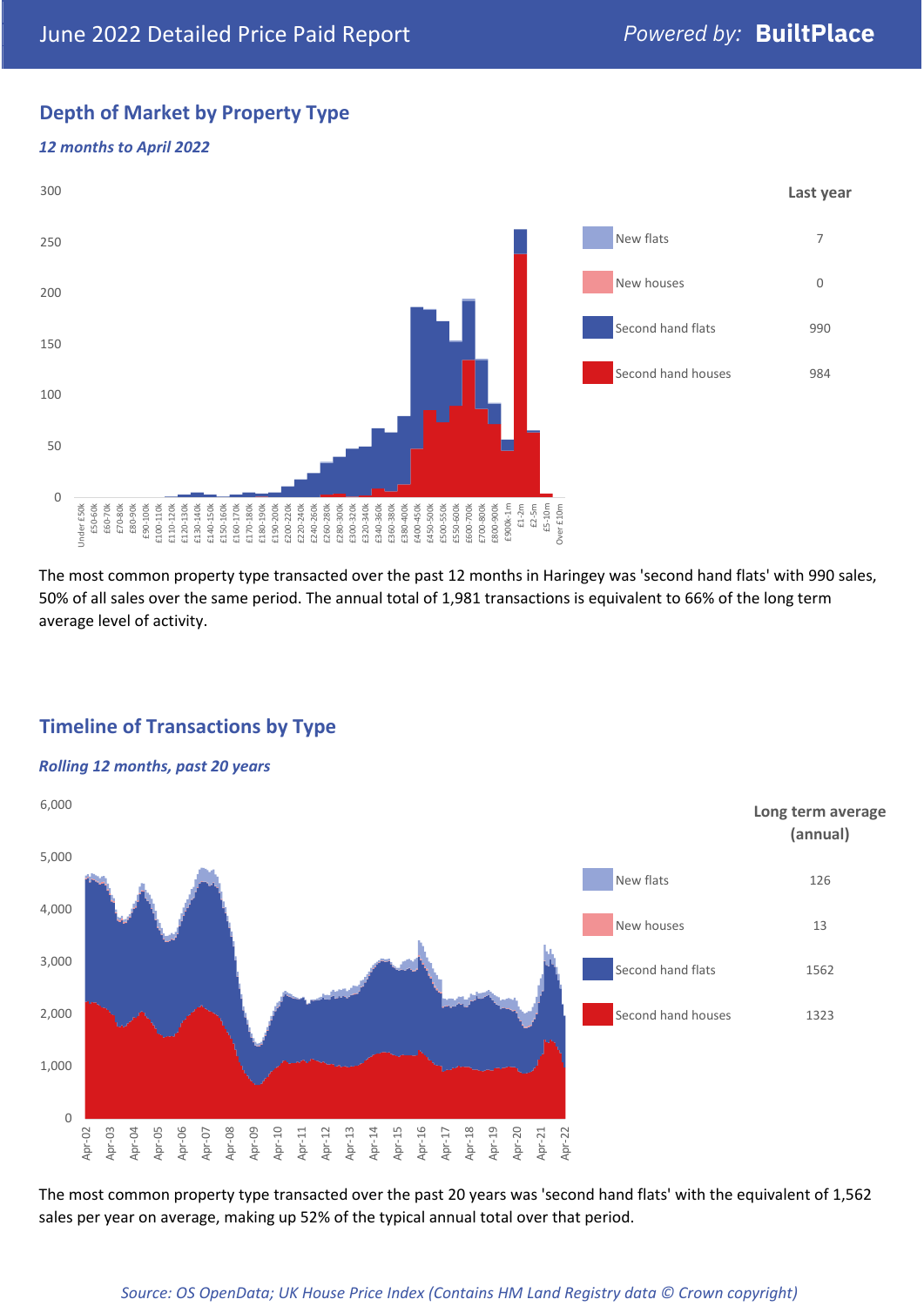June 2022 Detailed Price Paid Report

*Powered by:* **BuiltPlace**

## Depth of Market by Property Type

*12 months to April 2022*

300
250
200
150
100
50
0

Under £50k, £50-60k, £60-70k, £70-80k, £80-90k, £90-100k, £100-110k, £110-120k, £120-130k, £130-140k, £140-150k, £150-160k, £160-170k, £170-180k, £180-190k, £190-200k, £200-220k, £220-240k, £240-260k, £260-280k, £280-300k, £300-320k, £320-340k, £340-360k, £360-380k, £380-400k, £400-450k, £450-500k, £500-550k, £550-600k, £600-700k, £700-800k, £800-900k, £900k-1m, £1-2m, £2-5m, £5-10m, Over £10m

Last year
New flats 7
New houses 0
Second hand flats 990
Second hand houses 984

The most common property type transacted over the past 12 months in Haringey was 'second hand flats' with 990 sales, 50% of all sales over the same period. The annual total of 1,981 transactions is equivalent to 66% of the long term average level of activity.

## Timeline of Transactions by Type

*Rolling 12 months, past 20 years*

6,000
5,000
4,000
3,000
2,000
1,000
0

Apr-02, Apr-03, Apr-04, Apr-05, Apr-06, Apr-07, Apr-08, Apr-09, Apr-10, Apr-11, Apr-12, Apr-13, Apr-14, Apr-15, Apr-16, Apr-17, Apr-18, Apr-19, Apr-20, Apr-21, Apr-22

Long term average (annual)
New flats 126
New houses 13
Second hand flats 1562
Second hand houses 1323

The most common property type transacted over the past 20 years was 'second hand flats' with the equivalent of 1,562 sales per year on average, making up 52% of the typical annual total over that period.

*Source: OS OpenData; UK House Price Index (Contains HM Land Registry data © Crown copyright)*